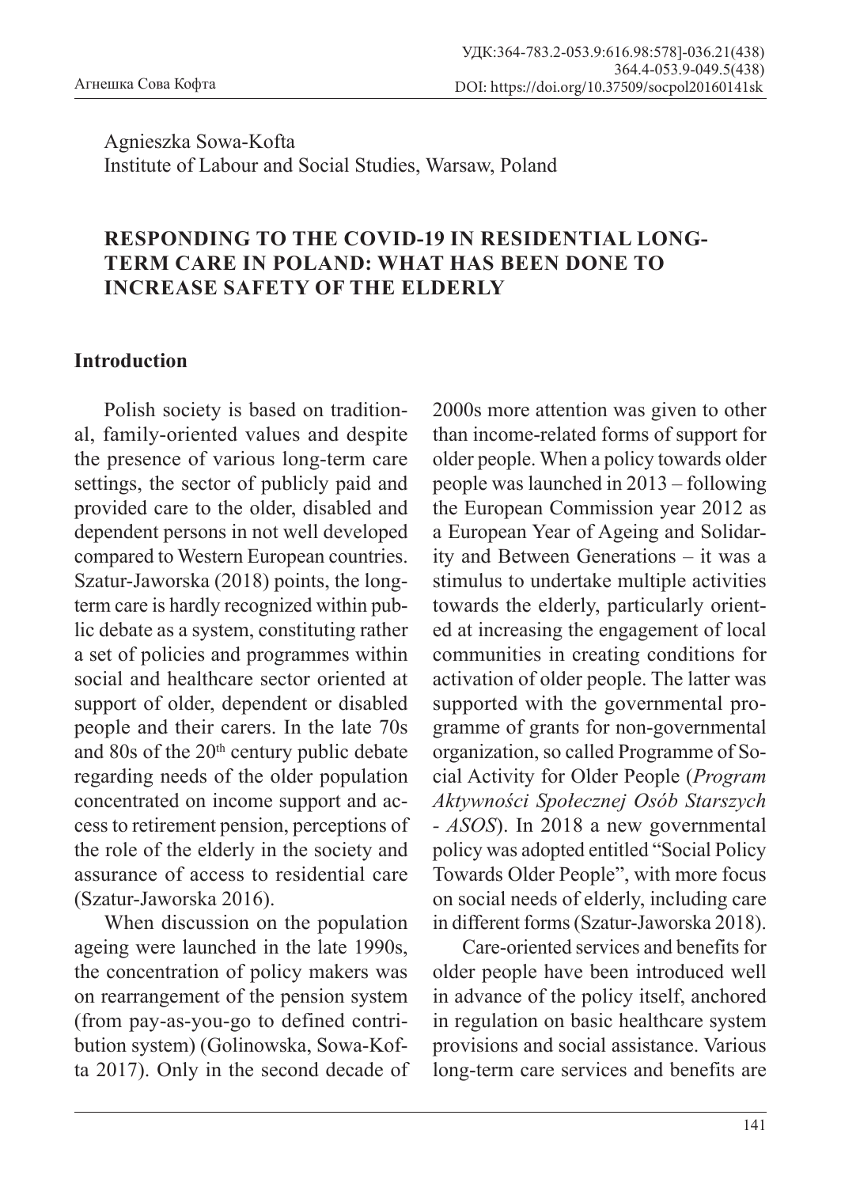УДК:364-783.2-053.9:616.98:578]-036.21(438)
364.4-053.9-049.5(438)
DOI: https://doi.org/10.37509/socpol20160141sk

Agnieszka Sowa-Kofta
Institute of Labour and Social Studies, Warsaw, Poland

# RESPONDING TO THE COVID-19 IN RESIDENTIAL LONG-TERM CARE IN POLAND: WHAT HAS BEEN DONE TO INCREASE SAFETY OF THE ELDERLY

## Introduction

Polish society is based on traditional, family-oriented values and despite the presence of various long-term care settings, the sector of publicly paid and provided care to the older, disabled and dependent persons in not well developed compared to Western European countries. Szatur-Jaworska (2018) points, the long-term care is hardly recognized within public debate as a system, constituting rather a set of policies and programmes within social and healthcare sector oriented at support of older, dependent or disabled people and their carers. In the late 70s and 80s of the 20[th] century public debate regarding needs of the older population concentrated on income support and access to retirement pension, perceptions of the role of the elderly in the society and assurance of access to residential care (Szatur-Jaworska 2016).

When discussion on the population ageing were launched in the late 1990s, the concentration of policy makers was on rearrangement of the pension system (from pay-as-you-go to defined contribution system) (Golinowska, Sowa-Kofta 2017). Only in the second decade of 2000s more attention was given to other than income-related forms of support for older people. When a policy towards older people was launched in 2013 – following the European Commission year 2012 as a European Year of Ageing and Solidarity and Between Generations – it was a stimulus to undertake multiple activities towards the elderly, particularly oriented at increasing the engagement of local communities in creating conditions for activation of older people. The latter was supported with the governmental programme of grants for non-governmental organization, so called Programme of Social Activity for Older People (*Program Aktywności Społecznej Osób Starszych - ASOS*). In 2018 a new governmental policy was adopted entitled "Social Policy Towards Older People", with more focus on social needs of elderly, including care in different forms (Szatur-Jaworska 2018).

Care-oriented services and benefits for older people have been introduced well in advance of the policy itself, anchored in regulation on basic healthcare system provisions and social assistance. Various long-term care services and benefits are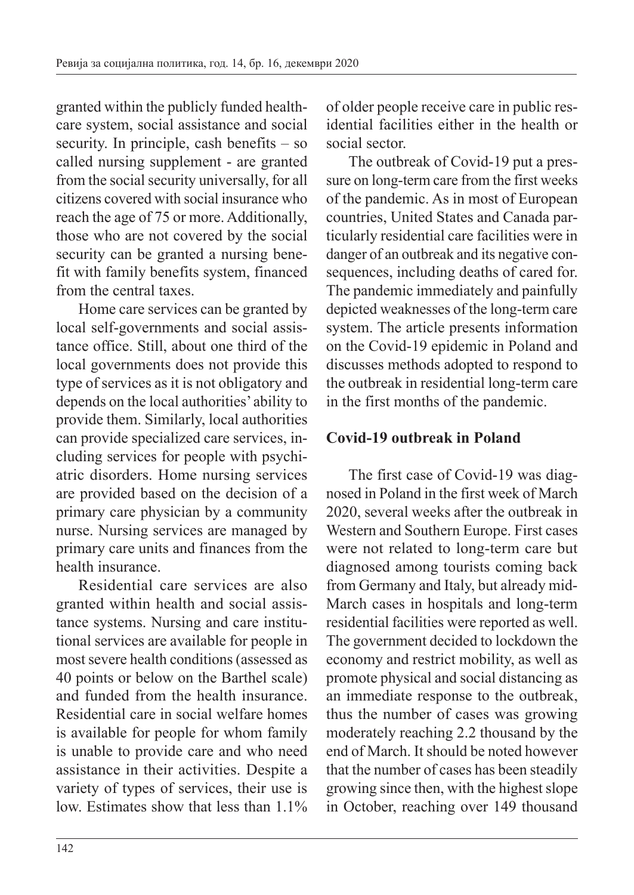granted within the publicly funded healthcare system, social assistance and social security. In principle, cash benefits – so called nursing supplement - are granted from the social security universally, for all citizens covered with social insurance who reach the age of 75 or more. Additionally, those who are not covered by the social security can be granted a nursing benefit with family benefits system, financed from the central taxes.

Home care services can be granted by local self-governments and social assistance office. Still, about one third of the local governments does not provide this type of services as it is not obligatory and depends on the local authorities' ability to provide them. Similarly, local authorities can provide specialized care services, including services for people with psychiatric disorders. Home nursing services are provided based on the decision of a primary care physician by a community nurse. Nursing services are managed by primary care units and finances from the health insurance.

Residential care services are also granted within health and social assistance systems. Nursing and care institutional services are available for people in most severe health conditions (assessed as 40 points or below on the Barthel scale) and funded from the health insurance. Residential care in social welfare homes is available for people for whom family is unable to provide care and who need assistance in their activities. Despite a variety of types of services, their use is low. Estimates show that less than 1.1% of older people receive care in public residential facilities either in the health or social sector.

The outbreak of Covid-19 put a pressure on long-term care from the first weeks of the pandemic. As in most of European countries, United States and Canada particularly residential care facilities were in danger of an outbreak and its negative consequences, including deaths of cared for. The pandemic immediately and painfully depicted weaknesses of the long-term care system. The article presents information on the Covid-19 epidemic in Poland and discusses methods adopted to respond to the outbreak in residential long-term care in the first months of the pandemic.

## Covid-19 outbreak in Poland

The first case of Covid-19 was diagnosed in Poland in the first week of March 2020, several weeks after the outbreak in Western and Southern Europe. First cases were not related to long-term care but diagnosed among tourists coming back from Germany and Italy, but already mid-March cases in hospitals and long-term residential facilities were reported as well. The government decided to lockdown the economy and restrict mobility, as well as promote physical and social distancing as an immediate response to the outbreak, thus the number of cases was growing moderately reaching 2.2 thousand by the end of March. It should be noted however that the number of cases has been steadily growing since then, with the highest slope in October, reaching over 149 thousand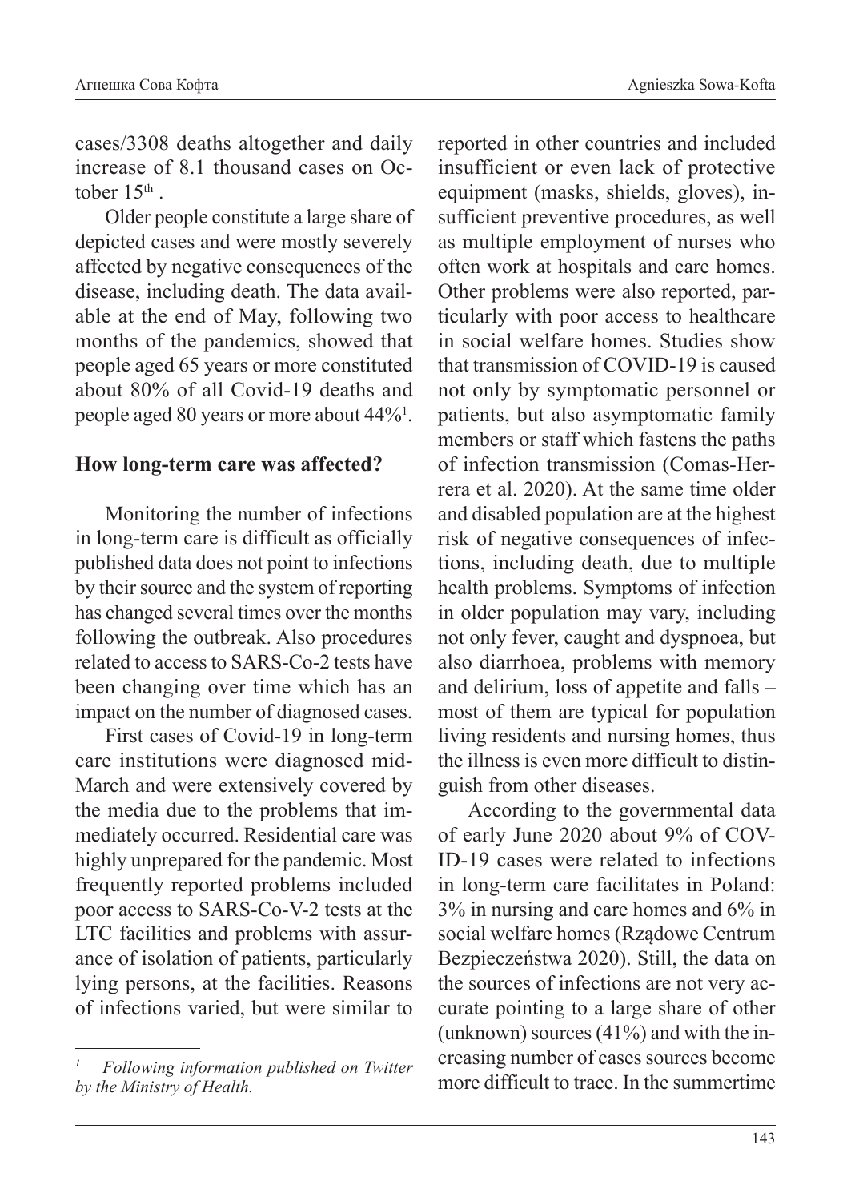cases/3308 deaths altogether and daily increase of 8.1 thousand cases on October 15th .

Older people constitute a large share of depicted cases and were mostly severely affected by negative consequences of the disease, including death. The data available at the end of May, following two months of the pandemics, showed that people aged 65 years or more constituted about 80% of all Covid-19 deaths and people aged 80 years or more about 44%[1].

**How long-term care was affected?**

Monitoring the number of infections in long-term care is difficult as officially published data does not point to infections by their source and the system of reporting has changed several times over the months following the outbreak. Also procedures related to access to SARS-Co-2 tests have been changing over time which has an impact on the number of diagnosed cases.

First cases of Covid-19 in long-term care institutions were diagnosed mid-March and were extensively covered by the media due to the problems that immediately occurred. Residential care was highly unprepared for the pandemic. Most frequently reported problems included poor access to SARS-Co-V-2 tests at the LTC facilities and problems with assurance of isolation of patients, particularly lying persons, at the facilities. Reasons of infections varied, but were similar to reported in other countries and included insufficient or even lack of protective equipment (masks, shields, gloves), insufficient preventive procedures, as well as multiple employment of nurses who often work at hospitals and care homes. Other problems were also reported, particularly with poor access to healthcare in social welfare homes. Studies show that transmission of COVID-19 is caused not only by symptomatic personnel or patients, but also asymptomatic family members or staff which fastens the paths of infection transmission (Comas-Herrera et al. 2020). At the same time older and disabled population are at the highest risk of negative consequences of infections, including death, due to multiple health problems. Symptoms of infection in older population may vary, including not only fever, caught and dyspnoea, but also diarrhoea, problems with memory and delirium, loss of appetite and falls – most of them are typical for population living residents and nursing homes, thus the illness is even more difficult to distinguish from other diseases.

According to the governmental data of early June 2020 about 9% of COVID-19 cases were related to infections in long-term care facilitates in Poland: 3% in nursing and care homes and 6% in social welfare homes (Rządowe Centrum Bezpieczeństwa 2020). Still, the data on the sources of infections are not very accurate pointing to a large share of other (unknown) sources (41%) and with the increasing number of cases sources become more difficult to trace. In the summertime

---

[1] *Following information published on Twitter by the Ministry of Health.*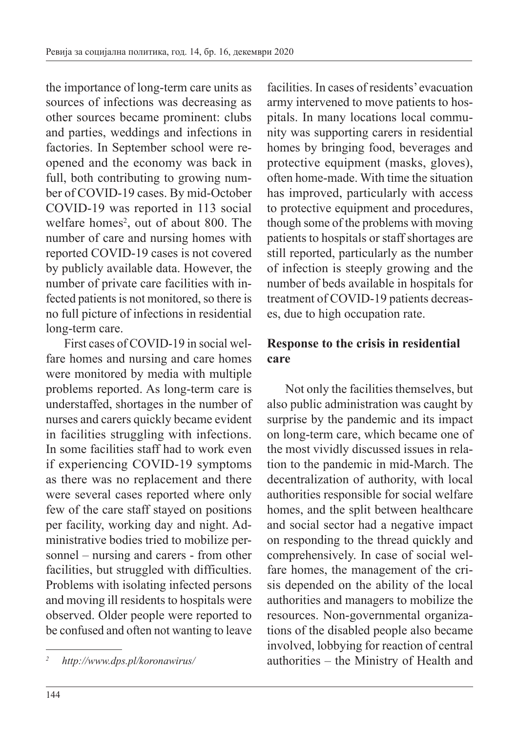the importance of long-term care units as sources of infections was decreasing as other sources became prominent: clubs and parties, weddings and infections in factories. In September school were reopened and the economy was back in full, both contributing to growing number of COVID-19 cases. By mid-October COVID-19 was reported in 113 social welfare homes[2], out of about 800. The number of care and nursing homes with reported COVID-19 cases is not covered by publicly available data. However, the number of private care facilities with infected patients is not monitored, so there is no full picture of infections in residential long-term care.

First cases of COVID-19 in social welfare homes and nursing and care homes were monitored by media with multiple problems reported. As long-term care is understaffed, shortages in the number of nurses and carers quickly became evident in facilities struggling with infections. In some facilities staff had to work even if experiencing COVID-19 symptoms as there was no replacement and there were several cases reported where only few of the care staff stayed on positions per facility, working day and night. Administrative bodies tried to mobilize personnel – nursing and carers - from other facilities, but struggled with difficulties. Problems with isolating infected persons and moving ill residents to hospitals were observed. Older people were reported to be confused and often not wanting to leave facilities. In cases of residents' evacuation army intervened to move patients to hospitals. In many locations local community was supporting carers in residential homes by bringing food, beverages and protective equipment (masks, gloves), often home-made. With time the situation has improved, particularly with access to protective equipment and procedures, though some of the problems with moving patients to hospitals or staff shortages are still reported, particularly as the number of infection is steeply growing and the number of beds available in hospitals for treatment of COVID-19 patients decreases, due to high occupation rate.

## Response to the crisis in residential care

Not only the facilities themselves, but also public administration was caught by surprise by the pandemic and its impact on long-term care, which became one of the most vividly discussed issues in relation to the pandemic in mid-March. The decentralization of authority, with local authorities responsible for social welfare homes, and the split between healthcare and social sector had a negative impact on responding to the thread quickly and comprehensively. In case of social welfare homes, the management of the crisis depended on the ability of the local authorities and managers to mobilize the resources. Non-governmental organizations of the disabled people also became involved, lobbying for reaction of central authorities – the Ministry of Health and

[2] *http://www.dps.pl/koronawirus/*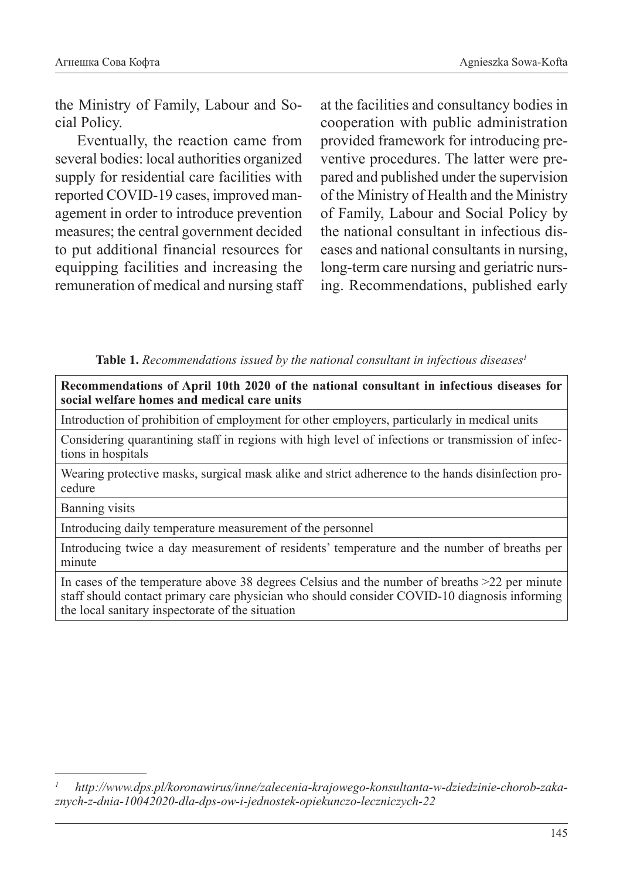the Ministry of Family, Labour and Social Policy.

Eventually, the reaction came from several bodies: local authorities organized supply for residential care facilities with reported COVID-19 cases, improved management in order to introduce prevention measures; the central government decided to put additional financial resources for equipping facilities and increasing the remuneration of medical and nursing staff at the facilities and consultancy bodies in cooperation with public administration provided framework for introducing preventive procedures. The latter were prepared and published under the supervision of the Ministry of Health and the Ministry of Family, Labour and Social Policy by the national consultant in infectious diseases and national consultants in nursing, long-term care nursing and geriatric nursing. Recommendations, published early

**Table 1.** *Recommendations issued by the national consultant in infectious diseases*[1]

| **Recommendations of April 10th 2020 of the national consultant in infectious diseases for social welfare homes and medical care units** |
|---|
| Introduction of prohibition of employment for other employers, particularly in medical units |
| Considering quarantining staff in regions with high level of infections or transmission of infections in hospitals |
| Wearing protective masks, surgical mask alike and strict adherence to the hands disinfection procedure |
| Banning visits |
| Introducing daily temperature measurement of the personnel |
| Introducing twice a day measurement of residents' temperature and the number of breaths per minute |
| In cases of the temperature above 38 degrees Celsius and the number of breaths >22 per minute staff should contact primary care physician who should consider COVID-10 diagnosis informing the local sanitary inspectorate of the situation |

[1] *http://www.dps.pl/koronawirus/inne/zalecenia-krajowego-konsultanta-w-dziedzinie-chorob-zakaznych-z-dnia-10042020-dla-dps-ow-i-jednostek-opiekunczo-leczniczych-22*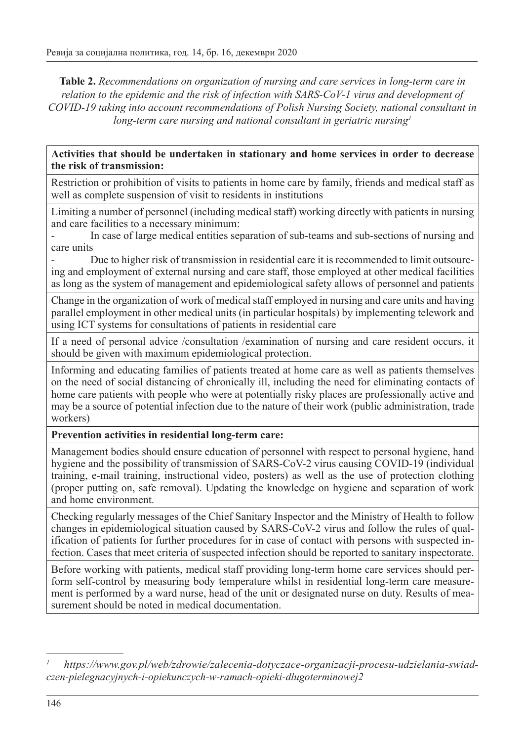**Table 2.** *Recommendations on organization of nursing and care services in long-term care in relation to the epidemic and the risk of infection with SARS-CoV-1 virus and development of COVID-19 taking into account recommendations of Polish Nursing Society, national consultant in long-term care nursing and national consultant in geriatric nursing*[1]

| **Activities that should be undertaken in stationary and home services in order to decrease the risk of transmission:** |
|---|
| Restriction or prohibition of visits to patients in home care by family, friends and medical staff as well as complete suspension of visit to residents in institutions |
| Limiting a number of personnel (including medical staff) working directly with patients in nursing and care facilities to a necessary minimum:<br>- In case of large medical entities separation of sub-teams and sub-sections of nursing and care units<br>- Due to higher risk of transmission in residential care it is recommended to limit outsourcing and employment of external nursing and care staff, those employed at other medical facilities as long as the system of management and epidemiological safety allows of personnel and patients |
| Change in the organization of work of medical staff employed in nursing and care units and having parallel employment in other medical units (in particular hospitals) by implementing telework and using ICT systems for consultations of patients in residential care |
| If a need of personal advice /consultation /examination of nursing and care resident occurs, it should be given with maximum epidemiological protection. |
| Informing and educating families of patients treated at home care as well as patients themselves on the need of social distancing of chronically ill, including the need for eliminating contacts of home care patients with people who were at potentially risky places are professionally active and may be a source of potential infection due to the nature of their work (public administration, trade workers) |
| **Prevention activities in residential long-term care:** |
| Management bodies should ensure education of personnel with respect to personal hygiene, hand hygiene and the possibility of transmission of SARS-CoV-2 virus causing COVID-19 (individual training, e-mail training, instructional video, posters) as well as the use of protection clothing (proper putting on, safe removal). Updating the knowledge on hygiene and separation of work and home environment. |
| Checking regularly messages of the Chief Sanitary Inspector and the Ministry of Health to follow changes in epidemiological situation caused by SARS-CoV-2 virus and follow the rules of qualification of patients for further procedures for in case of contact with persons with suspected infection. Cases that meet criteria of suspected infection should be reported to sanitary inspectorate. |
| Before working with patients, medical staff providing long-term home care services should perform self-control by measuring body temperature whilst in residential long-term care measurement is performed by a ward nurse, head of the unit or designated nurse on duty. Results of measurement should be noted in medical documentation. |

[1] *https://www.gov.pl/web/zdrowie/zalecenia-dotyczace-organizacji-procesu-udzielania-swiadczen-pielegnacyjnych-i-opiekunczych-w-ramach-opieki-dlugoterminowej2*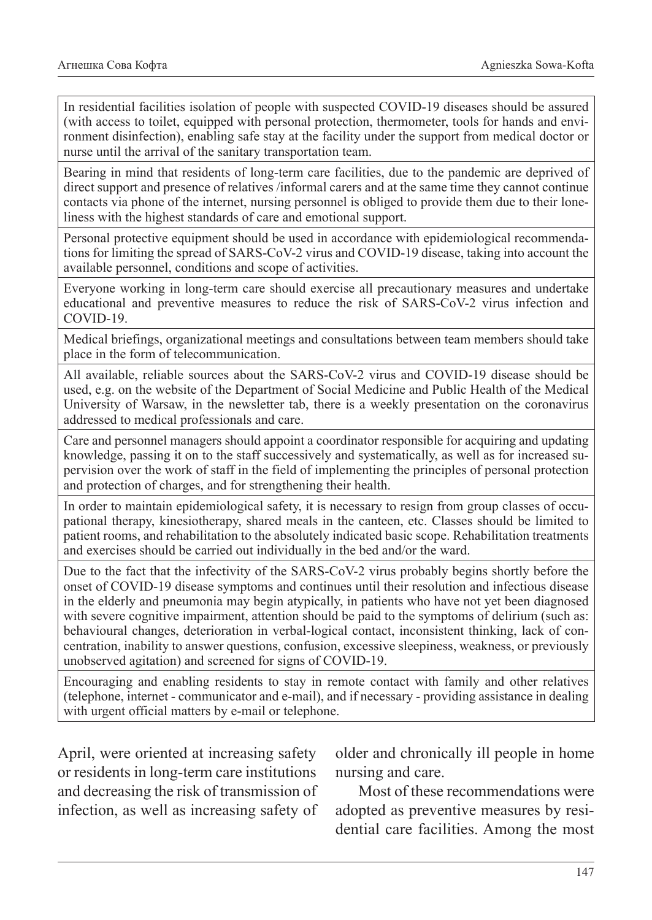| |
|---|
| In residential facilities isolation of people with suspected COVID-19 diseases should be assured (with access to toilet, equipped with personal protection, thermometer, tools for hands and environment disinfection), enabling safe stay at the facility under the support from medical doctor or nurse until the arrival of the sanitary transportation team. |
| Bearing in mind that residents of long-term care facilities, due to the pandemic are deprived of direct support and presence of relatives /informal carers and at the same time they cannot continue contacts via phone of the internet, nursing personnel is obliged to provide them due to their loneliness with the highest standards of care and emotional support. |
| Personal protective equipment should be used in accordance with epidemiological recommendations for limiting the spread of SARS-CoV-2 virus and COVID-19 disease, taking into account the available personnel, conditions and scope of activities. |
| Everyone working in long-term care should exercise all precautionary measures and undertake educational and preventive measures to reduce the risk of SARS-CoV-2 virus infection and COVID-19. |
| Medical briefings, organizational meetings and consultations between team members should take place in the form of telecommunication. |
| All available, reliable sources about the SARS-CoV-2 virus and COVID-19 disease should be used, e.g. on the website of the Department of Social Medicine and Public Health of the Medical University of Warsaw, in the newsletter tab, there is a weekly presentation on the coronavirus addressed to medical professionals and care. |
| Care and personnel managers should appoint a coordinator responsible for acquiring and updating knowledge, passing it on to the staff successively and systematically, as well as for increased supervision over the work of staff in the field of implementing the principles of personal protection and protection of charges, and for strengthening their health. |
| In order to maintain epidemiological safety, it is necessary to resign from group classes of occupational therapy, kinesiotherapy, shared meals in the canteen, etc. Classes should be limited to patient rooms, and rehabilitation to the absolutely indicated basic scope. Rehabilitation treatments and exercises should be carried out individually in the bed and/or the ward. |
| Due to the fact that the infectivity of the SARS-CoV-2 virus probably begins shortly before the onset of COVID-19 disease symptoms and continues until their resolution and infectious disease in the elderly and pneumonia may begin atypically, in patients who have not yet been diagnosed with severe cognitive impairment, attention should be paid to the symptoms of delirium (such as: behavioural changes, deterioration in verbal-logical contact, inconsistent thinking, lack of concentration, inability to answer questions, confusion, excessive sleepiness, weakness, or previously unobserved agitation) and screened for signs of COVID-19. |
| Encouraging and enabling residents to stay in remote contact with family and other relatives (telephone, internet - communicator and e-mail), and if necessary - providing assistance in dealing with urgent official matters by e-mail or telephone. |

April, were oriented at increasing safety or residents in long-term care institutions and decreasing the risk of transmission of infection, as well as increasing safety of older and chronically ill people in home nursing and care.

Most of these recommendations were adopted as preventive measures by residential care facilities. Among the most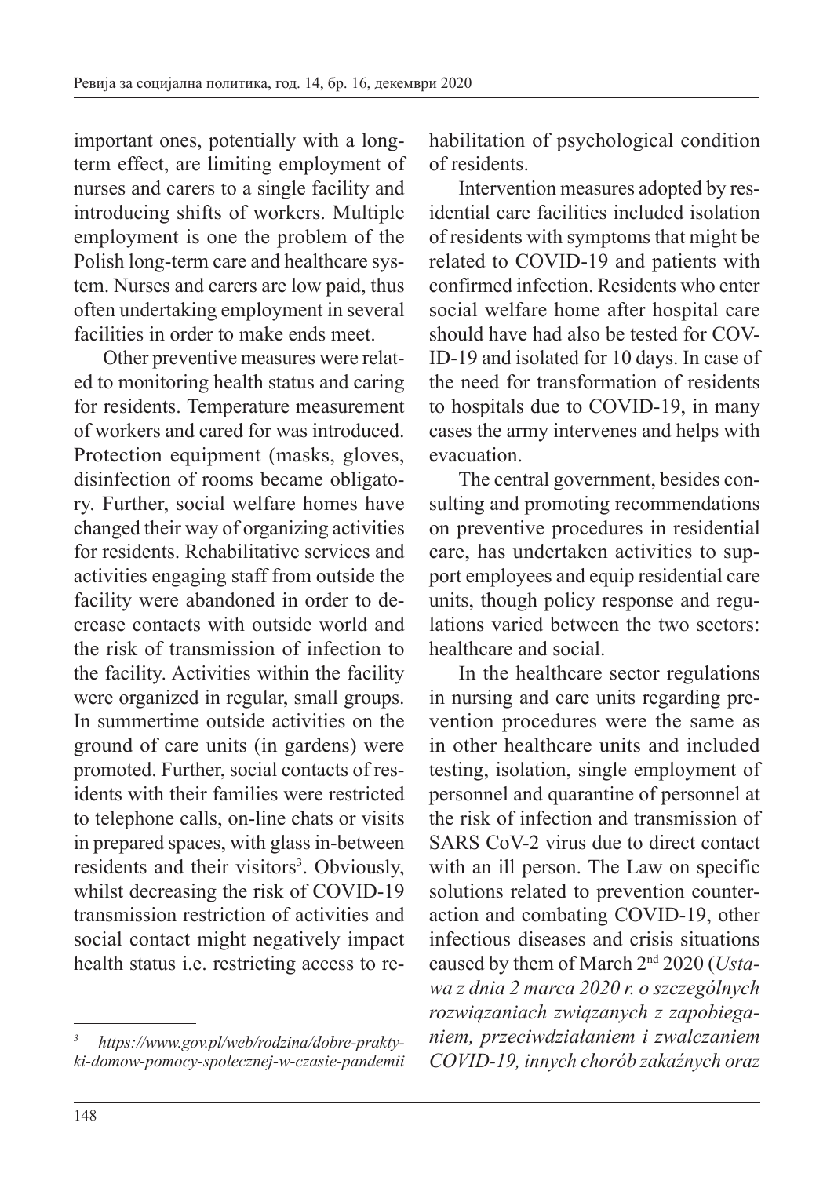important ones, potentially with a long-term effect, are limiting employment of nurses and carers to a single facility and introducing shifts of workers. Multiple employment is one the problem of the Polish long-term care and healthcare system. Nurses and carers are low paid, thus often undertaking employment in several facilities in order to make ends meet.

Other preventive measures were related to monitoring health status and caring for residents. Temperature measurement of workers and cared for was introduced. Protection equipment (masks, gloves, disinfection of rooms became obligatory. Further, social welfare homes have changed their way of organizing activities for residents. Rehabilitative services and activities engaging staff from outside the facility were abandoned in order to decrease contacts with outside world and the risk of transmission of infection to the facility. Activities within the facility were organized in regular, small groups. In summertime outside activities on the ground of care units (in gardens) were promoted. Further, social contacts of residents with their families were restricted to telephone calls, on-line chats or visits in prepared spaces, with glass in-between residents and their visitors[3]. Obviously, whilst decreasing the risk of COVID-19 transmission restriction of activities and social contact might negatively impact health status i.e. restricting access to rehabilitation of psychological condition of residents.

Intervention measures adopted by residential care facilities included isolation of residents with symptoms that might be related to COVID-19 and patients with confirmed infection. Residents who enter social welfare home after hospital care should have had also be tested for COVID-19 and isolated for 10 days. In case of the need for transformation of residents to hospitals due to COVID-19, in many cases the army intervenes and helps with evacuation.

The central government, besides consulting and promoting recommendations on preventive procedures in residential care, has undertaken activities to support employees and equip residential care units, though policy response and regulations varied between the two sectors: healthcare and social.

In the healthcare sector regulations in nursing and care units regarding prevention procedures were the same as in other healthcare units and included testing, isolation, single employment of personnel and quarantine of personnel at the risk of infection and transmission of SARS CoV-2 virus due to direct contact with an ill person. The Law on specific solutions related to prevention counteraction and combating COVID-19, other infectious diseases and crisis situations caused by them of March 2nd 2020 (*Ustawa z dnia 2 marca 2020 r. o szczególnych rozwiązaniach związanych z zapobieganiem, przeciwdziałaniem i zwalczaniem COVID-19, innych chorób zakaźnych oraz*

---

[3] *https://www.gov.pl/web/rodzina/dobre-praktyki-domow-pomocy-spolecznej-w-czasie-pandemii*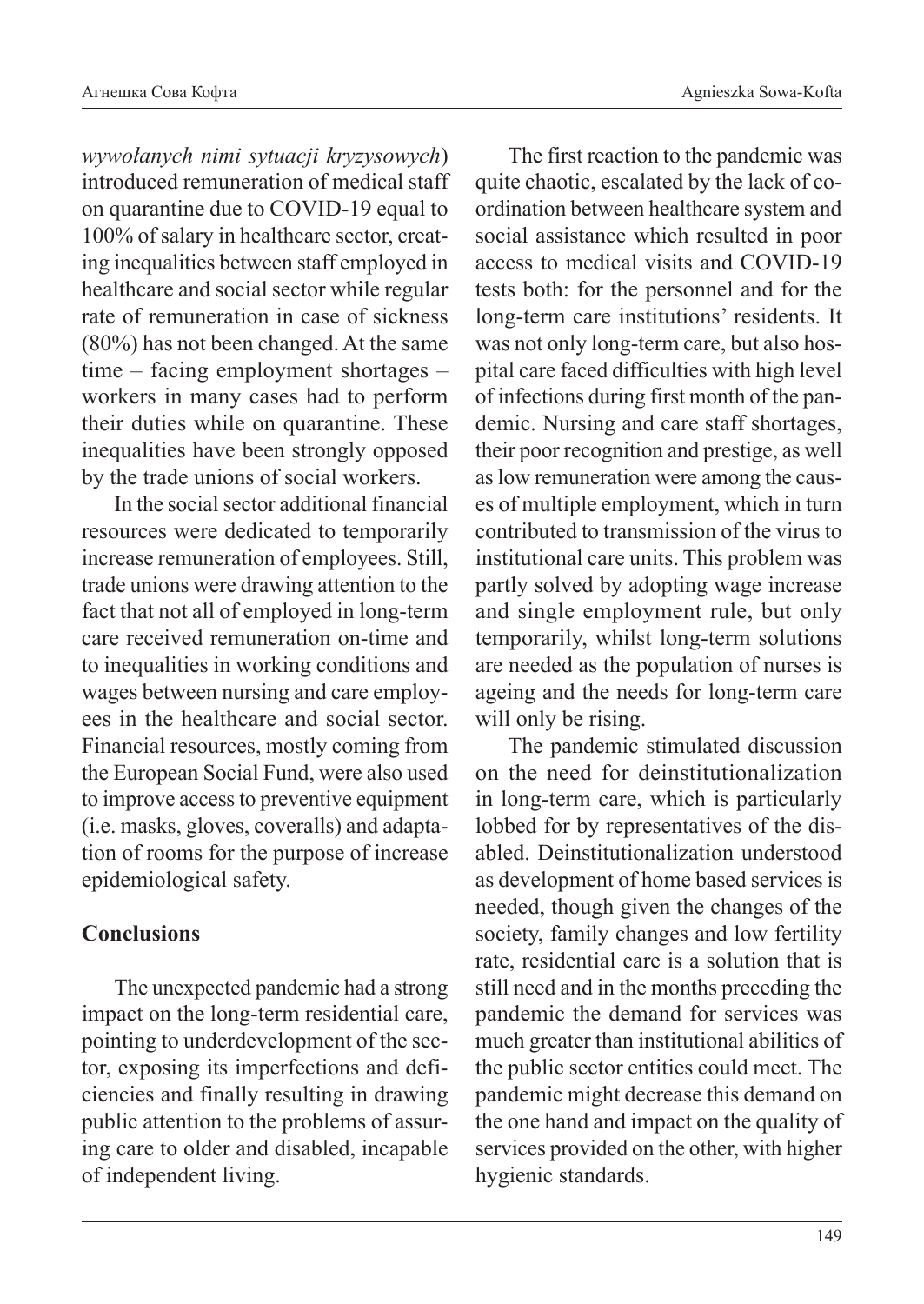*wywołanych nimi sytuacji kryzysowych*) introduced remuneration of medical staff on quarantine due to COVID-19 equal to 100% of salary in healthcare sector, creating inequalities between staff employed in healthcare and social sector while regular rate of remuneration in case of sickness (80%) has not been changed. At the same time – facing employment shortages – workers in many cases had to perform their duties while on quarantine. These inequalities have been strongly opposed by the trade unions of social workers.

In the social sector additional financial resources were dedicated to temporarily increase remuneration of employees. Still, trade unions were drawing attention to the fact that not all of employed in long-term care received remuneration on-time and to inequalities in working conditions and wages between nursing and care employees in the healthcare and social sector. Financial resources, mostly coming from the European Social Fund, were also used to improve access to preventive equipment (i.e. masks, gloves, coveralls) and adaptation of rooms for the purpose of increase epidemiological safety.

## Conclusions

The unexpected pandemic had a strong impact on the long-term residential care, pointing to underdevelopment of the sector, exposing its imperfections and deficiencies and finally resulting in drawing public attention to the problems of assuring care to older and disabled, incapable of independent living.

The first reaction to the pandemic was quite chaotic, escalated by the lack of coordination between healthcare system and social assistance which resulted in poor access to medical visits and COVID-19 tests both: for the personnel and for the long-term care institutions' residents. It was not only long-term care, but also hospital care faced difficulties with high level of infections during first month of the pandemic. Nursing and care staff shortages, their poor recognition and prestige, as well as low remuneration were among the causes of multiple employment, which in turn contributed to transmission of the virus to institutional care units. This problem was partly solved by adopting wage increase and single employment rule, but only temporarily, whilst long-term solutions are needed as the population of nurses is ageing and the needs for long-term care will only be rising.

The pandemic stimulated discussion on the need for deinstitutionalization in long-term care, which is particularly lobbed for by representatives of the disabled. Deinstitutionalization understood as development of home based services is needed, though given the changes of the society, family changes and low fertility rate, residential care is a solution that is still need and in the months preceding the pandemic the demand for services was much greater than institutional abilities of the public sector entities could meet. The pandemic might decrease this demand on the one hand and impact on the quality of services provided on the other, with higher hygienic standards.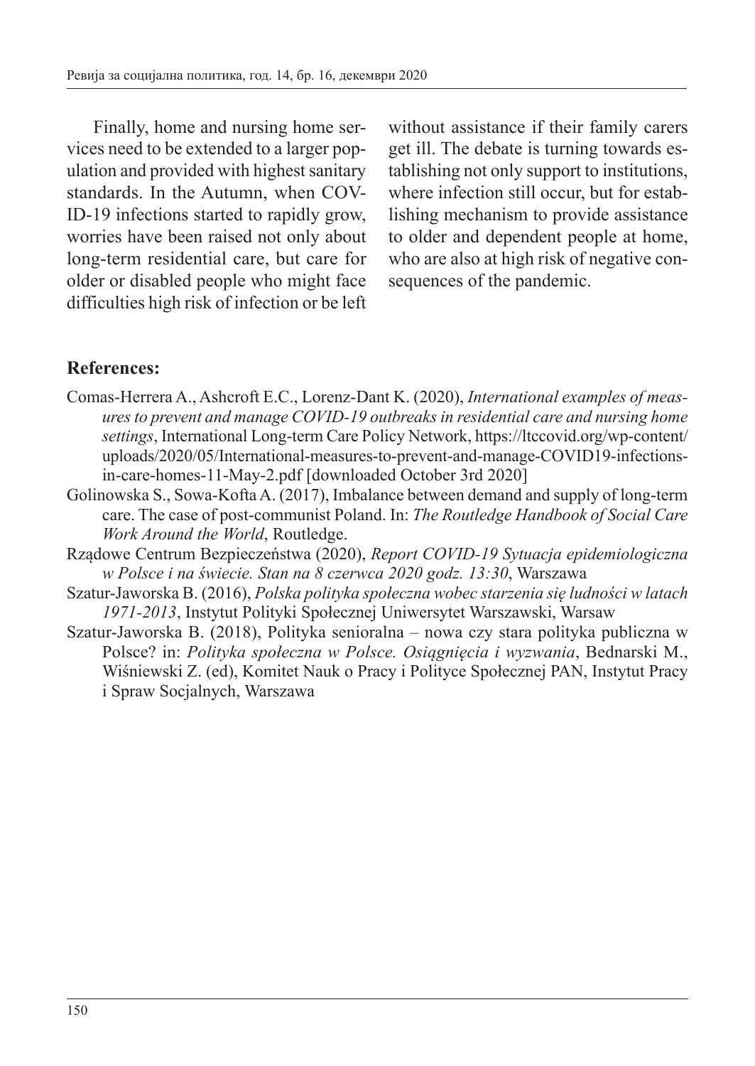Finally, home and nursing home services need to be extended to a larger population and provided with highest sanitary standards. In the Autumn, when COVID-19 infections started to rapidly grow, worries have been raised not only about long-term residential care, but care for older or disabled people who might face difficulties high risk of infection or be left without assistance if their family carers get ill. The debate is turning towards establishing not only support to institutions, where infection still occur, but for establishing mechanism to provide assistance to older and dependent people at home, who are also at high risk of negative consequences of the pandemic.

## References:

Comas-Herrera A., Ashcroft E.C., Lorenz-Dant K. (2020), *International examples of measures to prevent and manage COVID-19 outbreaks in residential care and nursing home settings*, International Long-term Care Policy Network, https://ltccovid.org/wp-content/uploads/2020/05/International-measures-to-prevent-and-manage-COVID19-infections-in-care-homes-11-May-2.pdf [downloaded October 3rd 2020]

Golinowska S., Sowa-Kofta A. (2017), Imbalance between demand and supply of long-term care. The case of post-communist Poland. In: *The Routledge Handbook of Social Care Work Around the World*, Routledge.

Rządowe Centrum Bezpieczeństwa (2020), *Report COVID-19 Sytuacja epidemiologiczna w Polsce i na świecie. Stan na 8 czerwca 2020 godz. 13:30*, Warszawa

Szatur-Jaworska B. (2016), *Polska polityka społeczna wobec starzenia się ludności w latach 1971-2013*, Instytut Polityki Społecznej Uniwersytet Warszawski, Warsaw

Szatur-Jaworska B. (2018), Polityka senioralna – nowa czy stara polityka publiczna w Polsce? in: *Polityka społeczna w Polsce. Osiągnięcia i wyzwania*, Bednarski M., Wiśniewski Z. (ed), Komitet Nauk o Pracy i Polityce Społecznej PAN, Instytut Pracy i Spraw Socjalnych, Warszawa